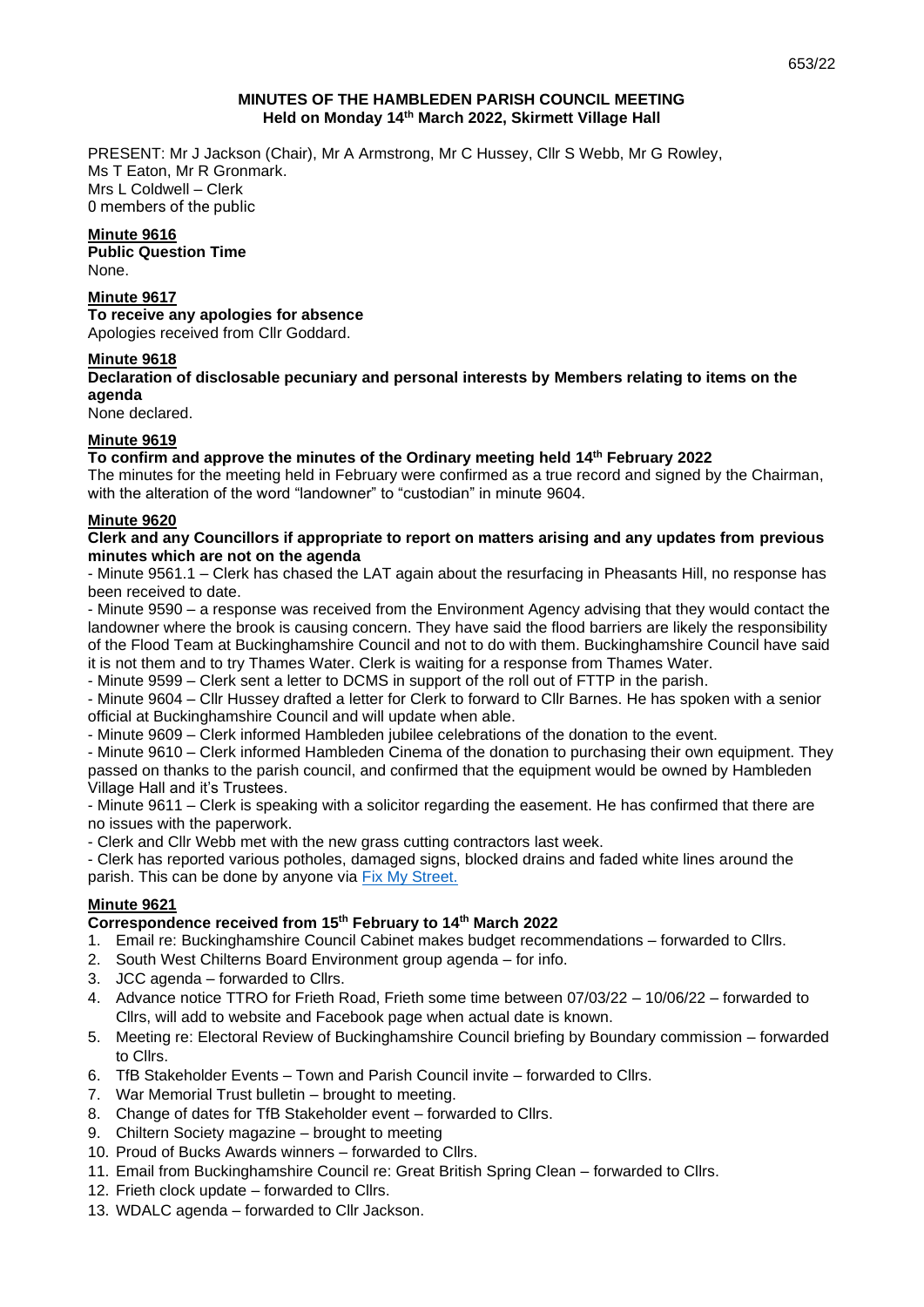## MINUTES OF THE HAMBLEDEN PARISH COUNCIL MEETING
### Held on Monday 14th March 2022, Skirmett Village Hall

PRESENT: Mr J Jackson (Chair), Mr A Armstrong, Mr C Hussey, Cllr S Webb, Mr G Rowley, Ms T Eaton, Mr R Gronmark.
Mrs L Coldwell – Clerk
0 members of the public

**Minute 9616**
**Public Question Time**
None.

**Minute 9617**
**To receive any apologies for absence**
Apologies received from Cllr Goddard.

**Minute 9618**
**Declaration of disclosable pecuniary and personal interests by Members relating to items on the agenda**
None declared.

**Minute 9619**
**To confirm and approve the minutes of the Ordinary meeting held 14th February 2022**
The minutes for the meeting held in February were confirmed as a true record and signed by the Chairman, with the alteration of the word "landowner" to "custodian" in minute 9604.

**Minute 9620**
**Clerk and any Councillors if appropriate to report on matters arising and any updates from previous minutes which are not on the agenda**
- Minute 9561.1 – Clerk has chased the LAT again about the resurfacing in Pheasants Hill, no response has been received to date.
- Minute 9590 – a response was received from the Environment Agency advising that they would contact the landowner where the brook is causing concern. They have said the flood barriers are likely the responsibility of the Flood Team at Buckinghamshire Council and not to do with them. Buckinghamshire Council have said it is not them and to try Thames Water. Clerk is waiting for a response from Thames Water.
- Minute 9599 – Clerk sent a letter to DCMS in support of the roll out of FTTP in the parish.
- Minute 9604 – Cllr Hussey drafted a letter for Clerk to forward to Cllr Barnes. He has spoken with a senior official at Buckinghamshire Council and will update when able.
- Minute 9609 – Clerk informed Hambleden jubilee celebrations of the donation to the event.
- Minute 9610 – Clerk informed Hambleden Cinema of the donation to purchasing their own equipment. They passed on thanks to the parish council, and confirmed that the equipment would be owned by Hambleden Village Hall and it's Trustees.
- Minute 9611 – Clerk is speaking with a solicitor regarding the easement. He has confirmed that there are no issues with the paperwork.
- Clerk and Cllr Webb met with the new grass cutting contractors last week.
- Clerk has reported various potholes, damaged signs, blocked drains and faded white lines around the parish. This can be done by anyone via Fix My Street.

**Minute 9621**
**Correspondence received from 15th February to 14th March 2022**
1. Email re: Buckinghamshire Council Cabinet makes budget recommendations – forwarded to Cllrs.
2. South West Chilterns Board Environment group agenda – for info.
3. JCC agenda – forwarded to Cllrs.
4. Advance notice TTRO for Frieth Road, Frieth some time between 07/03/22 – 10/06/22 – forwarded to Cllrs, will add to website and Facebook page when actual date is known.
5. Meeting re: Electoral Review of Buckinghamshire Council briefing by Boundary commission – forwarded to Cllrs.
6. TfB Stakeholder Events – Town and Parish Council invite – forwarded to Cllrs.
7. War Memorial Trust bulletin – brought to meeting.
8. Change of dates for TfB Stakeholder event – forwarded to Cllrs.
9. Chiltern Society magazine – brought to meeting
10. Proud of Bucks Awards winners – forwarded to Cllrs.
11. Email from Buckinghamshire Council re: Great British Spring Clean – forwarded to Cllrs.
12. Frieth clock update – forwarded to Cllrs.
13. WDALC agenda – forwarded to Cllr Jackson.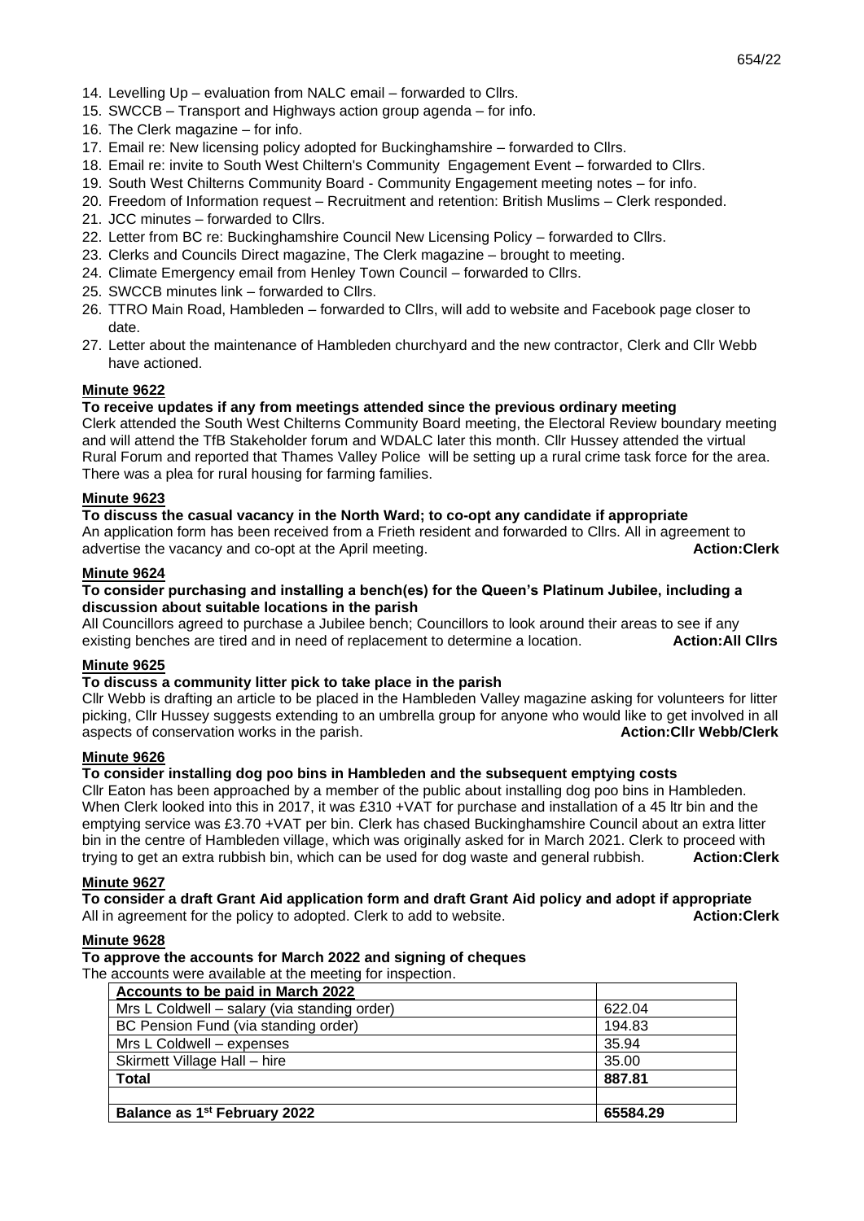14. Levelling Up – evaluation from NALC email – forwarded to Cllrs.
15. SWCCB – Transport and Highways action group agenda – for info.
16. The Clerk magazine – for info.
17. Email re: New licensing policy adopted for Buckinghamshire – forwarded to Cllrs.
18. Email re: invite to South West Chiltern's Community Engagement Event – forwarded to Cllrs.
19. South West Chilterns Community Board - Community Engagement meeting notes – for info.
20. Freedom of Information request – Recruitment and retention: British Muslims – Clerk responded.
21. JCC minutes – forwarded to Cllrs.
22. Letter from BC re: Buckinghamshire Council New Licensing Policy – forwarded to Cllrs.
23. Clerks and Councils Direct magazine, The Clerk magazine – brought to meeting.
24. Climate Emergency email from Henley Town Council – forwarded to Cllrs.
25. SWCCB minutes link – forwarded to Cllrs.
26. TTRO Main Road, Hambleden – forwarded to Cllrs, will add to website and Facebook page closer to date.
27. Letter about the maintenance of Hambleden churchyard and the new contractor, Clerk and Cllr Webb have actioned.

**Minute 9622**

**To receive updates if any from meetings attended since the previous ordinary meeting**

Clerk attended the South West Chilterns Community Board meeting, the Electoral Review boundary meeting and will attend the TfB Stakeholder forum and WDALC later this month. Cllr Hussey attended the virtual Rural Forum and reported that Thames Valley Police will be setting up a rural crime task force for the area. There was a plea for rural housing for farming families.

**Minute 9623**

**To discuss the casual vacancy in the North Ward; to co-opt any candidate if appropriate**

An application form has been received from a Frieth resident and forwarded to Cllrs. All in agreement to advertise the vacancy and co-opt at the April meeting. **Action:Clerk**

**Minute 9624**

**To consider purchasing and installing a bench(es) for the Queen's Platinum Jubilee, including a discussion about suitable locations in the parish**

All Councillors agreed to purchase a Jubilee bench; Councillors to look around their areas to see if any existing benches are tired and in need of replacement to determine a location. **Action:All Cllrs**

**Minute 9625**

**To discuss a community litter pick to take place in the parish**

Cllr Webb is drafting an article to be placed in the Hambleden Valley magazine asking for volunteers for litter picking, Cllr Hussey suggests extending to an umbrella group for anyone who would like to get involved in all aspects of conservation works in the parish. **Action:Cllr Webb/Clerk**

**Minute 9626**

**To consider installing dog poo bins in Hambleden and the subsequent emptying costs**

Cllr Eaton has been approached by a member of the public about installing dog poo bins in Hambleden. When Clerk looked into this in 2017, it was £310 +VAT for purchase and installation of a 45 ltr bin and the emptying service was £3.70 +VAT per bin. Clerk has chased Buckinghamshire Council about an extra litter bin in the centre of Hambleden village, which was originally asked for in March 2021. Clerk to proceed with trying to get an extra rubbish bin, which can be used for dog waste and general rubbish. **Action:Clerk**

**Minute 9627**

**To consider a draft Grant Aid application form and draft Grant Aid policy and adopt if appropriate**

All in agreement for the policy to adopted. Clerk to add to website. **Action:Clerk**

**Minute 9628**

**To approve the accounts for March 2022 and signing of cheques**

The accounts were available at the meeting for inspection.

| **Accounts to be paid in March 2022** | |
|---|---|
| Mrs L Coldwell – salary (via standing order) | 622.04 |
| BC Pension Fund (via standing order) | 194.83 |
| Mrs L Coldwell – expenses | 35.94 |
| Skirmett Village Hall – hire | 35.00 |
| **Total** | **887.81** |
| | |
| **Balance as 1st February 2022** | **65584.29** |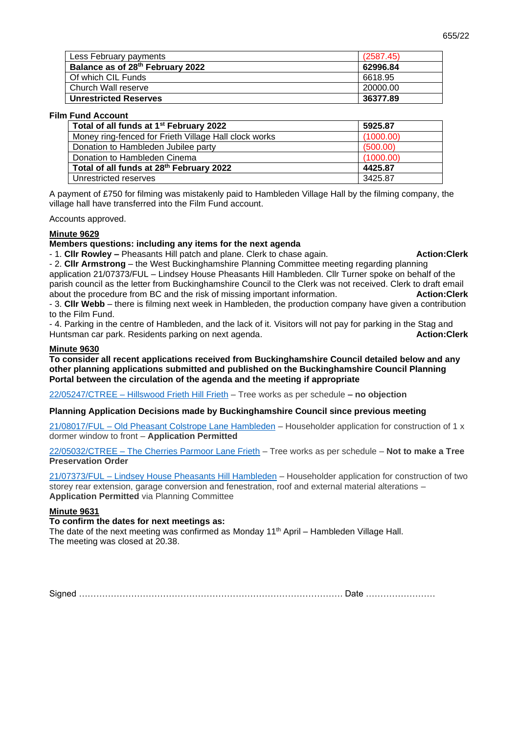| | |
|---|---|
| Less February payments | (2587.45) |
| **Balance as of 28th February 2022** | **62996.84** |
| Of which CIL Funds | 6618.95 |
| Church Wall reserve | 20000.00 |
| **Unrestricted Reserves** | **36377.89** |

**Film Fund Account**

| | |
|---|---|
| **Total of all funds at 1st February 2022** | **5925.87** |
| Money ring-fenced for Frieth Village Hall clock works | (1000.00) |
| Donation to Hambleden Jubilee party | (500.00) |
| Donation to Hambleden Cinema | (1000.00) |
| **Total of all funds at 28th February 2022** | **4425.87** |
| Unrestricted reserves | 3425.87 |

A payment of £750 for filming was mistakenly paid to Hambleden Village Hall by the filming company, the village hall have transferred into the Film Fund account.

Accounts approved.

**Minute 9629**

**Members questions: including any items for the next agenda**

- 1. **Cllr Rowley –** Pheasants Hill patch and plane. Clerk to chase again. **Action:Clerk**
- 2. **Cllr Armstrong** – the West Buckinghamshire Planning Committee meeting regarding planning application 21/07373/FUL – Lindsey House Pheasants Hill Hambleden. Cllr Turner spoke on behalf of the parish council as the letter from Buckinghamshire Council to the Clerk was not received. Clerk to draft email about the procedure from BC and the risk of missing important information. **Action:Clerk**
- 3. **Cllr Webb** – there is filming next week in Hambleden, the production company have given a contribution to the Film Fund.
- 4. Parking in the centre of Hambleden, and the lack of it. Visitors will not pay for parking in the Stag and Huntsman car park. Residents parking on next agenda. **Action:Clerk**

**Minute 9630**

**To consider all recent applications received from Buckinghamshire Council detailed below and any other planning applications submitted and published on the Buckinghamshire Council Planning Portal between the circulation of the agenda and the meeting if appropriate**

22/05247/CTREE – Hillswood Frieth Hill Frieth – Tree works as per schedule **– no objection**

**Planning Application Decisions made by Buckinghamshire Council since previous meeting**

21/08017/FUL – Old Pheasant Colstrope Lane Hambleden – Householder application for construction of 1 x dormer window to front – **Application Permitted**

22/05032/CTREE – The Cherries Parmoor Lane Frieth – Tree works as per schedule – **Not to make a Tree Preservation Order**

21/07373/FUL – Lindsey House Pheasants Hill Hambleden – Householder application for construction of two storey rear extension, garage conversion and fenestration, roof and external material alterations – **Application Permitted** via Planning Committee

**Minute 9631**

**To confirm the dates for next meetings as:**

The date of the next meeting was confirmed as Monday 11th April – Hambleden Village Hall.

The meeting was closed at 20.38.

Signed ……………………………………………………………………………… Date ……………………